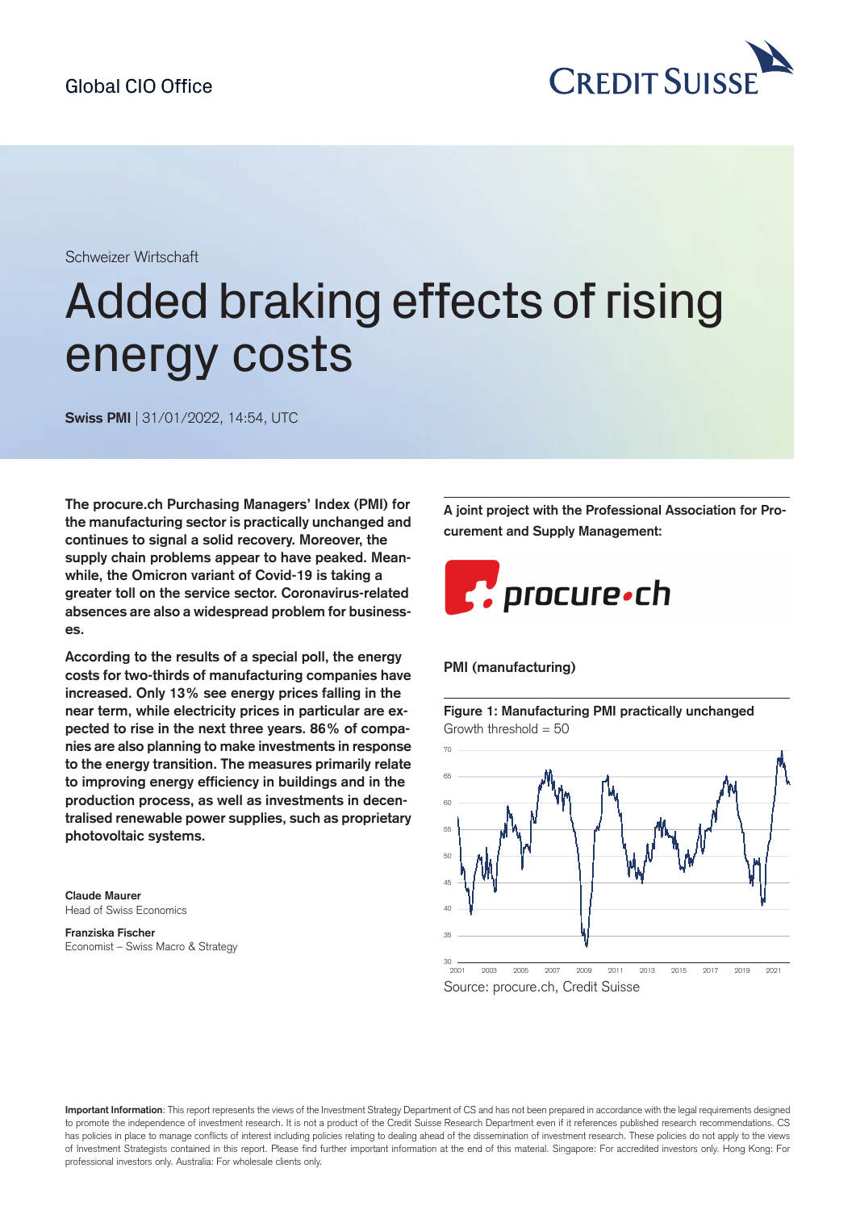Global CIO Office

Schweizer Wirtschaft

# Added braking effects of rising energy costs

**Swiss PMI** | 31/01/2022, 14:54, UTC

**The procure.ch Purchasing Managers' Index (PMI) for the manufacturing sector is practically unchanged and continues to signal a solid recovery. Moreover, the supply chain problems appear to have peaked. Meanwhile, the Omicron variant of Covid-19 is taking a greater toll on the service sector. Coronavirus-related absences are also a widespread problem for businesses.**

**According to the results of a special poll, the energy costs for two-thirds of manufacturing companies have increased. Only 13% see energy prices falling in the near term, while electricity prices in particular are expected to rise in the next three years. 86% of companies are also planning to make investments in response to the energy transition. The measures primarily relate to improving energy efficiency in buildings and in the production process, as well as investments in decentralised renewable power supplies, such as proprietary photovoltaic systems.**

**Claude Maurer**
Head of Swiss Economics

**Franziska Fischer**
Economist – Swiss Macro & Strategy

**A joint project with the Professional Association for Procurement and Supply Management:**

procure.ch

**PMI (manufacturing)**

**Figure 1: Manufacturing PMI practically unchanged**
Growth threshold = 50

Source: procure.ch, Credit Suisse

**Important Information**: This report represents the views of the Investment Strategy Department of CS and has not been prepared in accordance with the legal requirements designed to promote the independence of investment research. It is not a product of the Credit Suisse Research Department even if it references published research recommendations. CS has policies in place to manage conflicts of interest including policies relating to dealing ahead of the dissemination of investment research. These policies do not apply to the views of Investment Strategists contained in this report. Please find further important information at the end of this material. Singapore: For accredited investors only. Hong Kong: For professional investors only. Australia: For wholesale clients only.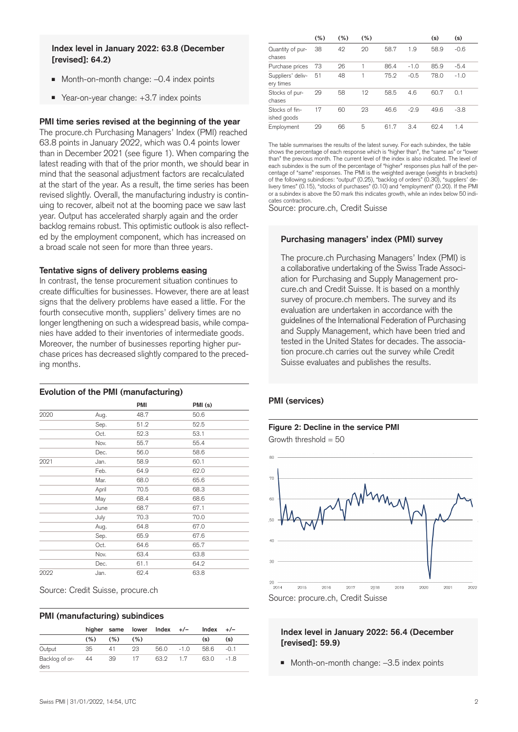**Index level in January 2022: 63.8 (December [revised]: 64.2)**

- Month-on-month change: –0.4 index points
- Year-on-year change: +3.7 index points

### PMI time series revised at the beginning of the year

The procure.ch Purchasing Managers' Index (PMI) reached 63.8 points in January 2022, which was 0.4 points lower than in December 2021 (see figure 1). When comparing the latest reading with that of the prior month, we should bear in mind that the seasonal adjustment factors are recalculated at the start of the year. As a result, the time series has been revised slightly. Overall, the manufacturing industry is continuing to recover, albeit not at the booming pace we saw last year. Output has accelerated sharply again and the order backlog remains robust. This optimistic outlook is also reflected by the employment component, which has increased on a broad scale not seen for more than three years.

### Tentative signs of delivery problems easing

In contrast, the tense procurement situation continues to create difficulties for businesses. However, there are at least signs that the delivery problems have eased a little. For the fourth consecutive month, suppliers' delivery times are no longer lengthening on such a widespread basis, while companies have added to their inventories of intermediate goods. Moreover, the number of businesses reporting higher purchase prices has decreased slightly compared to the preceding months.

### Evolution of the PMI (manufacturing)

| | | PMI | PMI (s) |
|---|---|---|---|
| 2020 | Aug. | 48.7 | 50.6 |
| | Sep. | 51.2 | 52.5 |
| | Oct. | 52.3 | 53.1 |
| | Nov. | 55.7 | 55.4 |
| | Dec. | 56.0 | 58.6 |
| 2021 | Jan. | 58.9 | 60.1 |
| | Feb. | 64.9 | 62.0 |
| | Mar. | 68.0 | 65.6 |
| | April | 70.5 | 68.3 |
| | May | 68.4 | 68.6 |
| | June | 68.7 | 67.1 |
| | July | 70.3 | 70.0 |
| | Aug. | 64.8 | 67.0 |
| | Sep. | 65.9 | 67.6 |
| | Oct. | 64.6 | 65.7 |
| | Nov. | 63.4 | 63.8 |
| | Dec. | 61.1 | 64.2 |
| 2022 | Jan. | 62.4 | 63.8 |

Source: Credit Suisse, procure.ch

### PMI (manufacturing) subindices

| | higher | same | lower | Index | +/– | Index | +/– |
|---|---|---|---|---|---|---|---|
| | (%) | (%) | (%) | | | (s) | (s) |
| Output | 35 | 41 | 23 | 56.0 | -1.0 | 58.6 | -0.1 |
| Backlog of orders | 44 | 39 | 17 | 63.2 | 1.7 | 63.0 | -1.8 |
| Quantity of purchases | 38 | 42 | 20 | 58.7 | 1.9 | 58.9 | -0.6 |
| Purchase prices | 73 | 26 | 1 | 86.4 | -1.0 | 85.9 | -5.4 |
| Suppliers' delivery times | 51 | 48 | 1 | 75.2 | -0.5 | 78.0 | -1.0 |
| Stocks of purchases | 29 | 58 | 12 | 58.5 | 4.6 | 60.7 | 0.1 |
| Stocks of finished goods | 17 | 60 | 23 | 46.6 | -2.9 | 49.6 | -3.8 |
| Employment | 29 | 66 | 5 | 61.7 | 3.4 | 62.4 | 1.4 |

The table summarises the results of the latest survey. For each subindex, the table shows the percentage of each response which is "higher than", the "same as" or "lower than" the previous month. The current level of the index is also indicated. The level of each subindex is the sum of the percentage of "higher" responses plus half of the percentage of "same" responses. The PMI is the weighted average (weights in brackets) of the following subindices: "output" (0.25), "backlog of orders" (0.30), "suppliers' delivery times" (0.15), "stocks of purchases" (0.10) and "employment" (0.20). If the PMI or a subindex is above the 50 mark this indicates growth, while an index below 50 indicates contraction.

Source: procure.ch, Credit Suisse

**Purchasing managers' index (PMI) survey**

The procure.ch Purchasing Managers' Index (PMI) is a collaborative undertaking of the Swiss Trade Association for Purchasing and Supply Management procure.ch and Credit Suisse. It is based on a monthly survey of procure.ch members. The survey and its evaluation are undertaken in accordance with the guidelines of the International Federation of Purchasing and Supply Management, which have been tried and tested in the United States for decades. The association procure.ch carries out the survey while Credit Suisse evaluates and publishes the results.

## PMI (services)

**Figure 2: Decline in the service PMI**

Growth threshold = 50

Source: procure.ch, Credit Suisse

**Index level in January 2022: 56.4 (December [revised]: 59.9)**

- Month-on-month change: –3.5 index points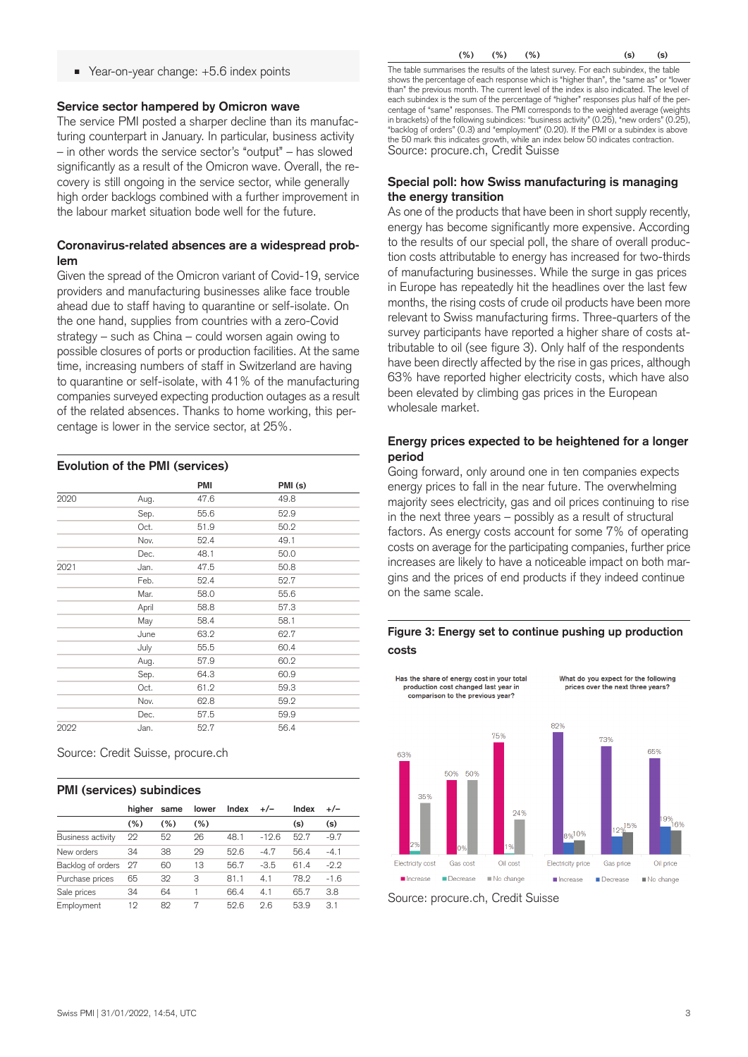- Year-on-year change: +5.6 index points

### Service sector hampered by Omicron wave

The service PMI posted a sharper decline than its manufacturing counterpart in January. In particular, business activity – in other words the service sector's "output" – has slowed significantly as a result of the Omicron wave. Overall, the recovery is still ongoing in the service sector, while generally high order backlogs combined with a further improvement in the labour market situation bode well for the future.

### Coronavirus-related absences are a widespread problem

Given the spread of the Omicron variant of Covid-19, service providers and manufacturing businesses alike face trouble ahead due to staff having to quarantine or self-isolate. On the one hand, supplies from countries with a zero-Covid strategy – such as China – could worsen again owing to possible closures of ports or production facilities. At the same time, increasing numbers of staff in Switzerland are having to quarantine or self-isolate, with 41% of the manufacturing companies surveyed expecting production outages as a result of the related absences. Thanks to home working, this percentage is lower in the service sector, at 25%.

### Evolution of the PMI (services)

| | | PMI | PMI (s) |
|---|---|---|---|
| 2020 | Aug. | 47.6 | 49.8 |
| | Sep. | 55.6 | 52.9 |
| | Oct. | 51.9 | 50.2 |
| | Nov. | 52.4 | 49.1 |
| | Dec. | 48.1 | 50.0 |
| 2021 | Jan. | 47.5 | 50.8 |
| | Feb. | 52.4 | 52.7 |
| | Mar. | 58.0 | 55.6 |
| | April | 58.8 | 57.3 |
| | May | 58.4 | 58.1 |
| | June | 63.2 | 62.7 |
| | July | 55.5 | 60.4 |
| | Aug. | 57.9 | 60.2 |
| | Sep. | 64.3 | 60.9 |
| | Oct. | 61.2 | 59.3 |
| | Nov. | 62.8 | 59.2 |
| | Dec. | 57.5 | 59.9 |
| 2022 | Jan. | 52.7 | 56.4 |

Source: Credit Suisse, procure.ch

### PMI (services) subindices

| | higher | same | lower | Index | +/– | Index | +/– |
|---|---|---|---|---|---|---|---|
| | (%) | (%) | (%) | | | (s) | (s) |
| Business activity | 22 | 52 | 26 | 48.1 | -12.6 | 52.7 | -9.7 |
| New orders | 34 | 38 | 29 | 52.6 | -4.7 | 56.4 | -4.1 |
| Backlog of orders | 27 | 60 | 13 | 56.7 | -3.5 | 61.4 | -2.2 |
| Purchase prices | 65 | 32 | 3 | 81.1 | 4.1 | 78.2 | -1.6 |
| Sale prices | 34 | 64 | 1 | 66.4 | 4.1 | 65.7 | 3.8 |
| Employment | 12 | 82 | 7 | 52.6 | 2.6 | 53.9 | 3.1 |

The table summarises the results of the latest survey. For each subindex, the table shows the percentage of each response which is "higher than", the "same as" or "lower than" the previous month. The current level of the index is also indicated. The level of each subindex is the sum of the percentage of "higher" responses plus half of the percentage of "same" responses. The PMI corresponds to the weighted average (weights in brackets) of the following subindices: "business activity" (0.25), "new orders" (0.25), "backlog of orders" (0.3) and "employment" (0.20). If the PMI or a subindex is above the 50 mark this indicates growth, while an index below 50 indicates contraction.
Source: procure.ch, Credit Suisse

### Special poll: how Swiss manufacturing is managing the energy transition

As one of the products that have been in short supply recently, energy has become significantly more expensive. According to the results of our special poll, the share of overall production costs attributable to energy has increased for two-thirds of manufacturing businesses. While the surge in gas prices in Europe has repeatedly hit the headlines over the last few months, the rising costs of crude oil products have been more relevant to Swiss manufacturing firms. Three-quarters of the survey participants have reported a higher share of costs attributable to oil (see figure 3). Only half of the respondents have been directly affected by the rise in gas prices, although 63% have reported higher electricity costs, which have also been elevated by climbing gas prices in the European wholesale market.

### Energy prices expected to be heightened for a longer period

Going forward, only around one in ten companies expects energy prices to fall in the near future. The overwhelming majority sees electricity, gas and oil prices continuing to rise in the next three years – possibly as a result of structural factors. As energy costs account for some 7% of operating costs on average for the participating companies, further price increases are likely to have a noticeable impact on both margins and the prices of end products if they indeed continue on the same scale.

### Figure 3: Energy set to continue pushing up production costs

Has the share of energy cost in your total production cost changed last year in comparison to the previous year?

| | Increase | Decrease | No change |
|---|---|---|---|
| Electricity cost | 63% | 2% | 35% |
| Gas cost | 50% | 0% | 50% |
| Oil cost | 75% | 1% | 24% |

What do you expect for the following prices over the next three years?

| | Increase | Decrease | No change |
|---|---|---|---|
| Electricity price | 82% | 8% | 10% |
| Gas price | 73% | 12% | 15% |
| Oil price | 65% | 19% | 16% |

Source: procure.ch, Credit Suisse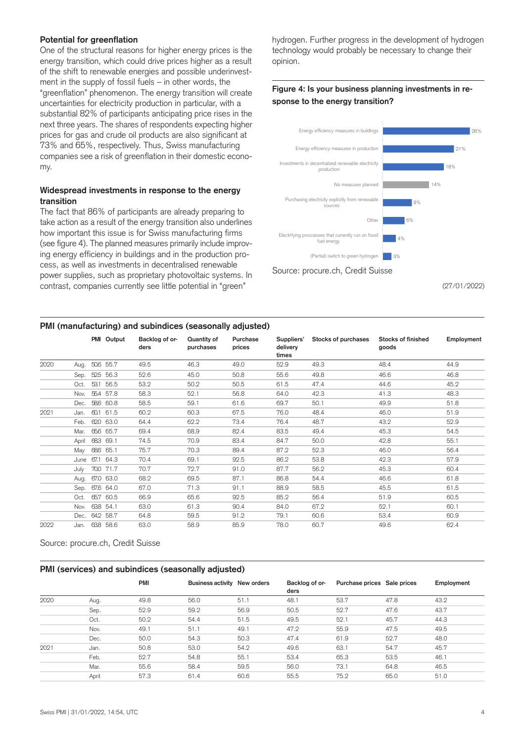### Potential for greenflation

One of the structural reasons for higher energy prices is the energy transition, which could drive prices higher as a result of the shift to renewable energies and possible underinvestment in the supply of fossil fuels – in other words, the "greenflation" phenomenon. The energy transition will create uncertainties for electricity production in particular, with a substantial 82% of participants anticipating price rises in the next three years. The shares of respondents expecting higher prices for gas and crude oil products are also significant at 73% and 65%, respectively. Thus, Swiss manufacturing companies see a risk of greenflation in their domestic economy.

### Widespread investments in response to the energy transition

The fact that 86% of participants are already preparing to take action as a result of the energy transition also underlines how important this issue is for Swiss manufacturing firms (see figure 4). The planned measures primarily include improving energy efficiency in buildings and in the production process, as well as investments in decentralised renewable power supplies, such as proprietary photovoltaic systems. In contrast, companies currently see little potential in "green" hydrogen. Further progress in the development of hydrogen technology would probably be necessary to change their opinion.

**Figure 4: Is your business planning investments in response to the energy transition?**

| Measure | Share |
|---|---|
| Energy efficiency measures in buildings | 26% |
| Energy efficiency measures in production | 21% |
| Investments in decentralized renewable electricity production | 18% |
| No measures planned | 14% |
| Purchasing electricity explicitly from renewable sources | 9% |
| Other | 6% |
| Electrifying proccesses that currently run on fossil fuel energy | 4% |
| (Partial) switch to green hydrogen | 3% |

Source: procure.ch, Credit Suisse

(27/01/2022)

### PMI (manufacturing) and subindices (seasonally adjusted)

| | | PMI | Output | Backlog of orders | Quantity of purchases | Purchase prices | Suppliers' delivery times | Stocks of purchases | Stocks of finished goods | Employment |
|---|---|---|---|---|---|---|---|---|---|---|
| 2020 | Aug. | 50.6 | 55.7 | 49.5 | 46.3 | 49.0 | 52.9 | 49.3 | 48.4 | 44.9 |
| | Sep. | 52.5 | 56.3 | 52.6 | 45.0 | 50.8 | 55.6 | 49.8 | 46.6 | 46.8 |
| | Oct. | 53.1 | 56.5 | 53.2 | 50.2 | 50.5 | 61.5 | 47.4 | 44.6 | 45.2 |
| | Nov. | 55.4 | 57.8 | 58.3 | 52.1 | 56.8 | 64.0 | 42.3 | 41.3 | 48.3 |
| | Dec. | 58.6 | 60.8 | 58.5 | 59.1 | 61.6 | 69.7 | 50.1 | 49.9 | 51.8 |
| 2021 | Jan. | 60.1 | 61.5 | 60.2 | 60.3 | 67.5 | 76.0 | 48.4 | 46.0 | 51.9 |
| | Feb. | 62.0 | 63.0 | 64.4 | 62.2 | 73.4 | 76.4 | 48.7 | 43.2 | 52.9 |
| | Mar. | 65.6 | 65.7 | 69.4 | 68.9 | 82.4 | 83.5 | 49.4 | 45.3 | 54.5 |
| | April | 68.3 | 69.1 | 74.5 | 70.9 | 83.4 | 84.7 | 50.0 | 42.8 | 55.1 |
| | May | 68.6 | 65.1 | 75.7 | 70.3 | 89.4 | 87.2 | 52.3 | 46.0 | 56.4 |
| | June | 67.1 | 64.3 | 70.4 | 69.1 | 92.5 | 86.2 | 53.8 | 42.3 | 57.9 |
| | July | 70.0 | 71.7 | 70.7 | 72.7 | 91.0 | 87.7 | 56.2 | 45.3 | 60.4 |
| | Aug. | 67.0 | 63.0 | 68.2 | 69.5 | 87.1 | 86.8 | 54.4 | 46.6 | 61.8 |
| | Sep. | 67.6 | 64.0 | 67.0 | 71.3 | 91.1 | 88.9 | 58.5 | 45.5 | 61.5 |
| | Oct. | 65.7 | 60.5 | 66.9 | 65.6 | 92.5 | 85.2 | 56.4 | 51.9 | 60.5 |
| | Nov. | 63.8 | 54.1 | 63.0 | 61.3 | 90.4 | 84.0 | 67.2 | 52.1 | 60.1 |
| | Dec. | 64.2 | 58.7 | 64.8 | 59.5 | 91.2 | 79.1 | 60.6 | 53.4 | 60.9 |
| 2022 | Jan. | 63.8 | 58.6 | 63.0 | 58.9 | 85.9 | 78.0 | 60.7 | 49.6 | 62.4 |

Source: procure.ch, Credit Suisse

### PMI (services) and subindices (seasonally adjusted)

| | | PMI | Business activity | New orders | Backlog of orders | Purchase prices | Sale prices | Employment |
|---|---|---|---|---|---|---|---|---|
| 2020 | Aug. | 49.8 | 56.0 | 51.1 | 48.1 | 53.7 | 47.8 | 43.2 |
| | Sep. | 52.9 | 59.2 | 56.9 | 50.5 | 52.7 | 47.6 | 43.7 |
| | Oct. | 50.2 | 54.4 | 51.5 | 49.5 | 52.1 | 45.7 | 44.3 |
| | Nov. | 49.1 | 51.1 | 49.1 | 47.2 | 55.9 | 47.5 | 49.5 |
| | Dec. | 50.0 | 54.3 | 50.3 | 47.4 | 61.9 | 52.7 | 48.0 |
| 2021 | Jan. | 50.8 | 53.0 | 54.2 | 49.6 | 63.1 | 54.7 | 45.7 |
| | Feb. | 52.7 | 54.8 | 55.1 | 53.4 | 65.3 | 53.5 | 46.1 |
| | Mar. | 55.6 | 58.4 | 59.5 | 56.0 | 73.1 | 64.8 | 46.5 |
| | April | 57.3 | 61.4 | 60.6 | 55.5 | 75.2 | 65.0 | 51.0 |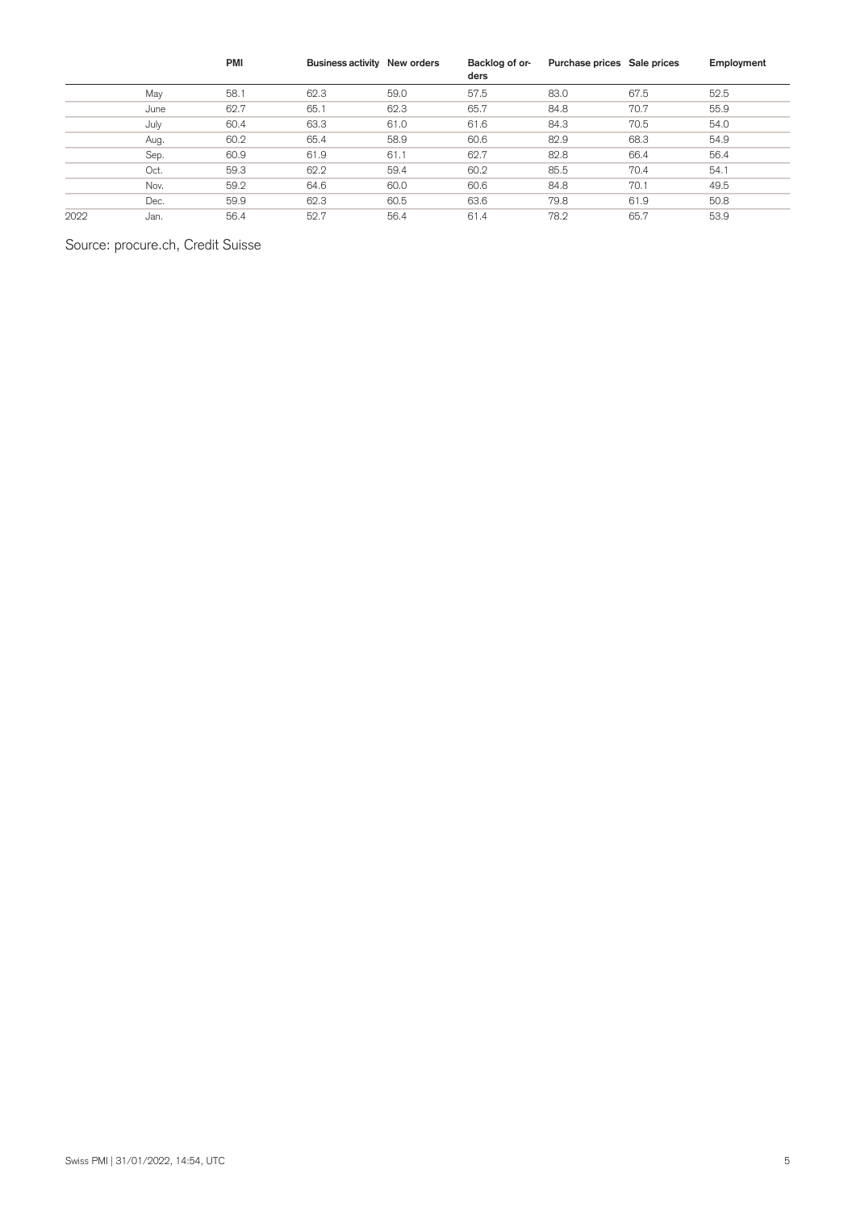| | | PMI | Business activity | New orders | Backlog of orders | Purchase prices | Sale prices | Employment |
|---|---|---|---|---|---|---|---|---|
| | May | 58.1 | 62.3 | 59.0 | 57.5 | 83.0 | 67.5 | 52.5 |
| | June | 62.7 | 65.1 | 62.3 | 65.7 | 84.8 | 70.7 | 55.9 |
| | July | 60.4 | 63.3 | 61.0 | 61.6 | 84.3 | 70.5 | 54.0 |
| | Aug. | 60.2 | 65.4 | 58.9 | 60.6 | 82.9 | 68.3 | 54.9 |
| | Sep. | 60.9 | 61.9 | 61.1 | 62.7 | 82.8 | 66.4 | 56.4 |
| | Oct. | 59.3 | 62.2 | 59.4 | 60.2 | 85.5 | 70.4 | 54.1 |
| | Nov. | 59.2 | 64.6 | 60.0 | 60.6 | 84.8 | 70.1 | 49.5 |
| | Dec. | 59.9 | 62.3 | 60.5 | 63.6 | 79.8 | 61.9 | 50.8 |
| 2022 | Jan. | 56.4 | 52.7 | 56.4 | 61.4 | 78.2 | 65.7 | 53.9 |

Source: procure.ch, Credit Suisse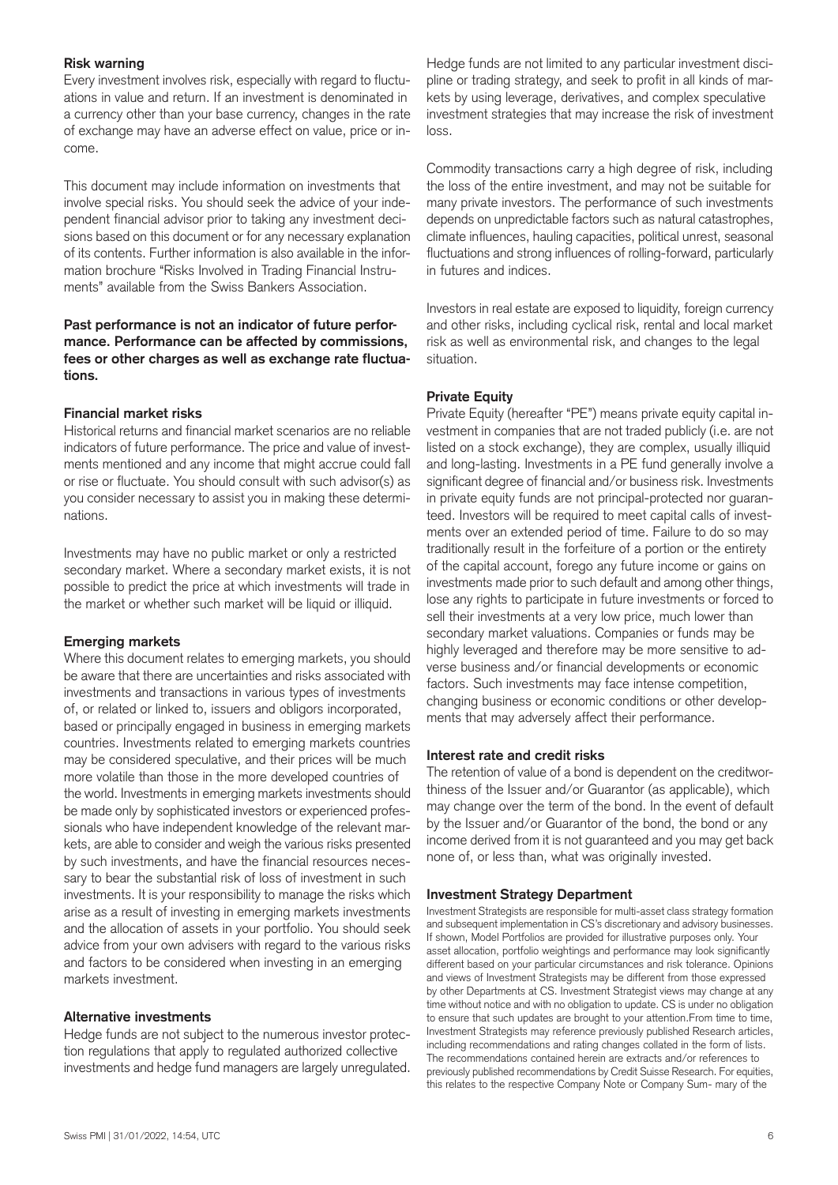### Risk warning

Every investment involves risk, especially with regard to fluctuations in value and return. If an investment is denominated in a currency other than your base currency, changes in the rate of exchange may have an adverse effect on value, price or income.

This document may include information on investments that involve special risks. You should seek the advice of your independent financial advisor prior to taking any investment decisions based on this document or for any necessary explanation of its contents. Further information is also available in the information brochure "Risks Involved in Trading Financial Instruments" available from the Swiss Bankers Association.

**Past performance is not an indicator of future performance. Performance can be affected by commissions, fees or other charges as well as exchange rate fluctuations.**

### Financial market risks

Historical returns and financial market scenarios are no reliable indicators of future performance. The price and value of investments mentioned and any income that might accrue could fall or rise or fluctuate. You should consult with such advisor(s) as you consider necessary to assist you in making these determinations.

Investments may have no public market or only a restricted secondary market. Where a secondary market exists, it is not possible to predict the price at which investments will trade in the market or whether such market will be liquid or illiquid.

### Emerging markets

Where this document relates to emerging markets, you should be aware that there are uncertainties and risks associated with investments and transactions in various types of investments of, or related or linked to, issuers and obligors incorporated, based or principally engaged in business in emerging markets countries. Investments related to emerging markets countries may be considered speculative, and their prices will be much more volatile than those in the more developed countries of the world. Investments in emerging markets investments should be made only by sophisticated investors or experienced professionals who have independent knowledge of the relevant markets, are able to consider and weigh the various risks presented by such investments, and have the financial resources necessary to bear the substantial risk of loss of investment in such investments. It is your responsibility to manage the risks which arise as a result of investing in emerging markets investments and the allocation of assets in your portfolio. You should seek advice from your own advisers with regard to the various risks and factors to be considered when investing in an emerging markets investment.

### Alternative investments

Hedge funds are not subject to the numerous investor protection regulations that apply to regulated authorized collective investments and hedge fund managers are largely unregulated. Hedge funds are not limited to any particular investment discipline or trading strategy, and seek to profit in all kinds of markets by using leverage, derivatives, and complex speculative investment strategies that may increase the risk of investment loss.

Commodity transactions carry a high degree of risk, including the loss of the entire investment, and may not be suitable for many private investors. The performance of such investments depends on unpredictable factors such as natural catastrophes, climate influences, hauling capacities, political unrest, seasonal fluctuations and strong influences of rolling-forward, particularly in futures and indices.

Investors in real estate are exposed to liquidity, foreign currency and other risks, including cyclical risk, rental and local market risk as well as environmental risk, and changes to the legal situation.

### Private Equity

Private Equity (hereafter "PE") means private equity capital investment in companies that are not traded publicly (i.e. are not listed on a stock exchange), they are complex, usually illiquid and long-lasting. Investments in a PE fund generally involve a significant degree of financial and/or business risk. Investments in private equity funds are not principal-protected nor guaranteed. Investors will be required to meet capital calls of investments over an extended period of time. Failure to do so may traditionally result in the forfeiture of a portion or the entirety of the capital account, forego any future income or gains on investments made prior to such default and among other things, lose any rights to participate in future investments or forced to sell their investments at a very low price, much lower than secondary market valuations. Companies or funds may be highly leveraged and therefore may be more sensitive to adverse business and/or financial developments or economic factors. Such investments may face intense competition, changing business or economic conditions or other developments that may adversely affect their performance.

### Interest rate and credit risks

The retention of value of a bond is dependent on the creditworthiness of the Issuer and/or Guarantor (as applicable), which may change over the term of the bond. In the event of default by the Issuer and/or Guarantor of the bond, the bond or any income derived from it is not guaranteed and you may get back none of, or less than, what was originally invested.

### Investment Strategy Department

Investment Strategists are responsible for multi-asset class strategy formation and subsequent implementation in CS's discretionary and advisory businesses. If shown, Model Portfolios are provided for illustrative purposes only. Your asset allocation, portfolio weightings and performance may look significantly different based on your particular circumstances and risk tolerance. Opinions and views of Investment Strategists may be different from those expressed by other Departments at CS. Investment Strategist views may change at any time without notice and with no obligation to update. CS is under no obligation to ensure that such updates are brought to your attention.From time to time, Investment Strategists may reference previously published Research articles, including recommendations and rating changes collated in the form of lists. The recommendations contained herein are extracts and/or references to previously published recommendations by Credit Suisse Research. For equities, this relates to the respective Company Note or Company Sum- mary of the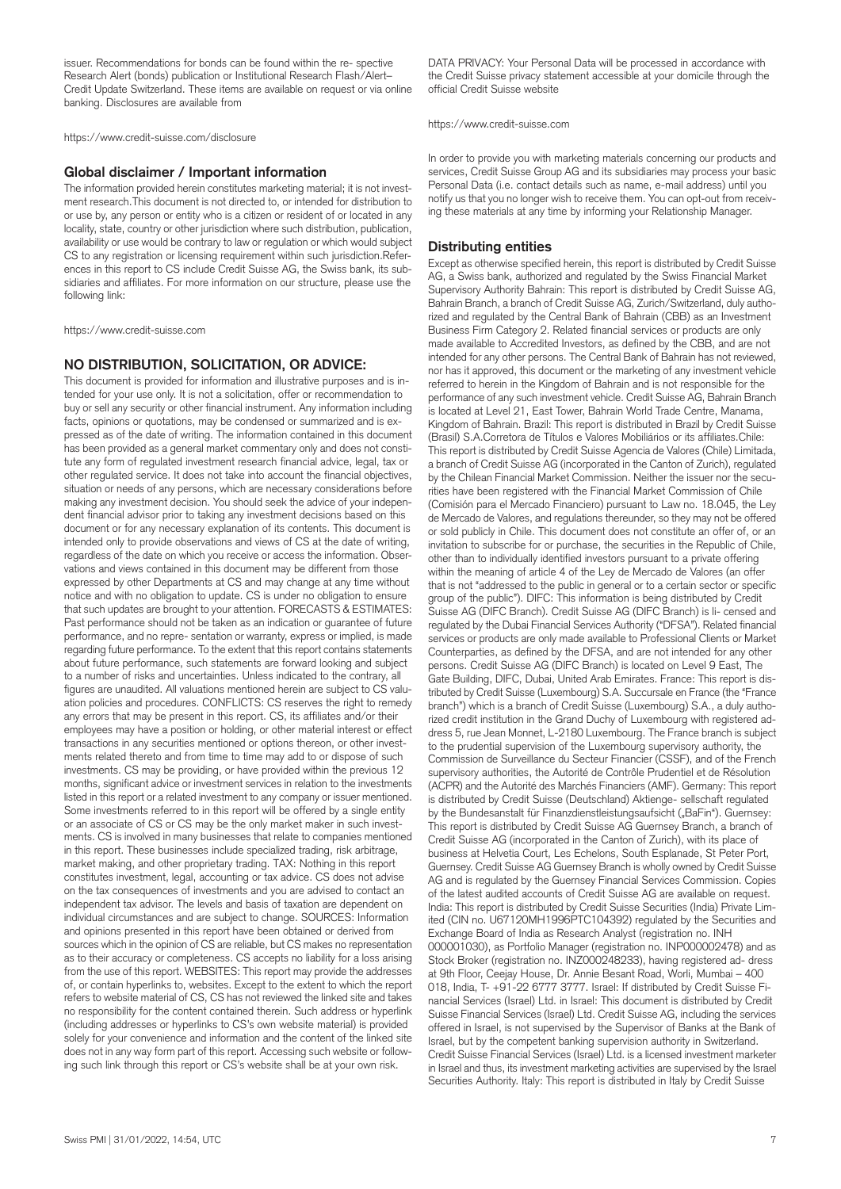issuer. Recommendations for bonds can be found within the re- spective Research Alert (bonds) publication or Institutional Research Flash/Alert– Credit Update Switzerland. These items are available on request or via online banking. Disclosures are available from

https://www.credit-suisse.com/disclosure

## Global disclaimer / Important information

The information provided herein constitutes marketing material; it is not investment research.This document is not directed to, or intended for distribution to or use by, any person or entity who is a citizen or resident of or located in any locality, state, country or other jurisdiction where such distribution, publication, availability or use would be contrary to law or regulation or which would subject CS to any registration or licensing requirement within such jurisdiction.References in this report to CS include Credit Suisse AG, the Swiss bank, its subsidiaries and affiliates. For more information on our structure, please use the following link:

https://www.credit-suisse.com

## NO DISTRIBUTION, SOLICITATION, OR ADVICE:

This document is provided for information and illustrative purposes and is intended for your use only. It is not a solicitation, offer or recommendation to buy or sell any security or other financial instrument. Any information including facts, opinions or quotations, may be condensed or summarized and is expressed as of the date of writing. The information contained in this document has been provided as a general market commentary only and does not constitute any form of regulated investment research financial advice, legal, tax or other regulated service. It does not take into account the financial objectives, situation or needs of any persons, which are necessary considerations before making any investment decision. You should seek the advice of your independent financial advisor prior to taking any investment decisions based on this document or for any necessary explanation of its contents. This document is intended only to provide observations and views of CS at the date of writing, regardless of the date on which you receive or access the information. Observations and views contained in this document may be different from those expressed by other Departments at CS and may change at any time without notice and with no obligation to update. CS is under no obligation to ensure that such updates are brought to your attention. FORECASTS & ESTIMATES: Past performance should not be taken as an indication or guarantee of future performance, and no repre- sentation or warranty, express or implied, is made regarding future performance. To the extent that this report contains statements about future performance, such statements are forward looking and subject to a number of risks and uncertainties. Unless indicated to the contrary, all figures are unaudited. All valuations mentioned herein are subject to CS valuation policies and procedures. CONFLICTS: CS reserves the right to remedy any errors that may be present in this report. CS, its affiliates and/or their employees may have a position or holding, or other material interest or effect transactions in any securities mentioned or options thereon, or other investments related thereto and from time to time may add to or dispose of such investments. CS may be providing, or have provided within the previous 12 months, significant advice or investment services in relation to the investments listed in this report or a related investment to any company or issuer mentioned. Some investments referred to in this report will be offered by a single entity or an associate of CS or CS may be the only market maker in such investments. CS is involved in many businesses that relate to companies mentioned in this report. These businesses include specialized trading, risk arbitrage, market making, and other proprietary trading. TAX: Nothing in this report constitutes investment, legal, accounting or tax advice. CS does not advise on the tax consequences of investments and you are advised to contact an independent tax advisor. The levels and basis of taxation are dependent on individual circumstances and are subject to change. SOURCES: Information and opinions presented in this report have been obtained or derived from sources which in the opinion of CS are reliable, but CS makes no representation as to their accuracy or completeness. CS accepts no liability for a loss arising from the use of this report. WEBSITES: This report may provide the addresses of, or contain hyperlinks to, websites. Except to the extent to which the report refers to website material of CS, CS has not reviewed the linked site and takes no responsibility for the content contained therein. Such address or hyperlink (including addresses or hyperlinks to CS's own website material) is provided solely for your convenience and information and the content of the linked site does not in any way form part of this report. Accessing such website or following such link through this report or CS's website shall be at your own risk.

DATA PRIVACY: Your Personal Data will be processed in accordance with the Credit Suisse privacy statement accessible at your domicile through the official Credit Suisse website

https://www.credit-suisse.com

In order to provide you with marketing materials concerning our products and services, Credit Suisse Group AG and its subsidiaries may process your basic Personal Data (i.e. contact details such as name, e-mail address) until you notify us that you no longer wish to receive them. You can opt-out from receiving these materials at any time by informing your Relationship Manager.

## Distributing entities

Except as otherwise specified herein, this report is distributed by Credit Suisse AG, a Swiss bank, authorized and regulated by the Swiss Financial Market Supervisory Authority Bahrain: This report is distributed by Credit Suisse AG, Bahrain Branch, a branch of Credit Suisse AG, Zurich/Switzerland, duly authorized and regulated by the Central Bank of Bahrain (CBB) as an Investment Business Firm Category 2. Related financial services or products are only made available to Accredited Investors, as defined by the CBB, and are not intended for any other persons. The Central Bank of Bahrain has not reviewed, nor has it approved, this document or the marketing of any investment vehicle referred to herein in the Kingdom of Bahrain and is not responsible for the performance of any such investment vehicle. Credit Suisse AG, Bahrain Branch is located at Level 21, East Tower, Bahrain World Trade Centre, Manama, Kingdom of Bahrain. Brazil: This report is distributed in Brazil by Credit Suisse (Brasil) S.A.Corretora de Títulos e Valores Mobiliários or its affiliates.Chile: This report is distributed by Credit Suisse Agencia de Valores (Chile) Limitada, a branch of Credit Suisse AG (incorporated in the Canton of Zurich), regulated by the Chilean Financial Market Commission. Neither the issuer nor the securities have been registered with the Financial Market Commission of Chile (Comisión para el Mercado Financiero) pursuant to Law no. 18.045, the Ley de Mercado de Valores, and regulations thereunder, so they may not be offered or sold publicly in Chile. This document does not constitute an offer of, or an invitation to subscribe for or purchase, the securities in the Republic of Chile, other than to individually identified investors pursuant to a private offering within the meaning of article 4 of the Ley de Mercado de Valores (an offer that is not "addressed to the public in general or to a certain sector or specific group of the public"). DIFC: This information is being distributed by Credit Suisse AG (DIFC Branch). Credit Suisse AG (DIFC Branch) is li- censed and regulated by the Dubai Financial Services Authority ("DFSA"). Related financial services or products are only made available to Professional Clients or Market Counterparties, as defined by the DFSA, and are not intended for any other persons. Credit Suisse AG (DIFC Branch) is located on Level 9 East, The Gate Building, DIFC, Dubai, United Arab Emirates. France: This report is distributed by Credit Suisse (Luxembourg) S.A. Succursale en France (the "France branch") which is a branch of Credit Suisse (Luxembourg) S.A., a duly authorized credit institution in the Grand Duchy of Luxembourg with registered address 5, rue Jean Monnet, L-2180 Luxembourg. The France branch is subject to the prudential supervision of the Luxembourg supervisory authority, the Commission de Surveillance du Secteur Financier (CSSF), and of the French supervisory authorities, the Autorité de Contrôle Prudentiel et de Résolution (ACPR) and the Autorité des Marchés Financiers (AMF). Germany: This report is distributed by Credit Suisse (Deutschland) Aktienge- sellschaft regulated by the Bundesanstalt für Finanzdienstleistungsaufsicht („BaFin"). Guernsey: This report is distributed by Credit Suisse AG Guernsey Branch, a branch of Credit Suisse AG (incorporated in the Canton of Zurich), with its place of business at Helvetia Court, Les Echelons, South Esplanade, St Peter Port, Guernsey. Credit Suisse AG Guernsey Branch is wholly owned by Credit Suisse AG and is regulated by the Guernsey Financial Services Commission. Copies of the latest audited accounts of Credit Suisse AG are available on request. India: This report is distributed by Credit Suisse Securities (India) Private Limited (CIN no. U67120MH1996PTC104392) regulated by the Securities and Exchange Board of India as Research Analyst (registration no. INH 000001030), as Portfolio Manager (registration no. INP000002478) and as Stock Broker (registration no. INZ000248233), having registered ad- dress at 9th Floor, Ceejay House, Dr. Annie Besant Road, Worli, Mumbai – 400 018, India, T- +91-22 6777 3777. Israel: If distributed by Credit Suisse Financial Services (Israel) Ltd. in Israel: This document is distributed by Credit Suisse Financial Services (Israel) Ltd. Credit Suisse AG, including the services offered in Israel, is not supervised by the Supervisor of Banks at the Bank of Israel, but by the competent banking supervision authority in Switzerland. Credit Suisse Financial Services (Israel) Ltd. is a licensed investment marketer in Israel and thus, its investment marketing activities are supervised by the Israel Securities Authority. Italy: This report is distributed in Italy by Credit Suisse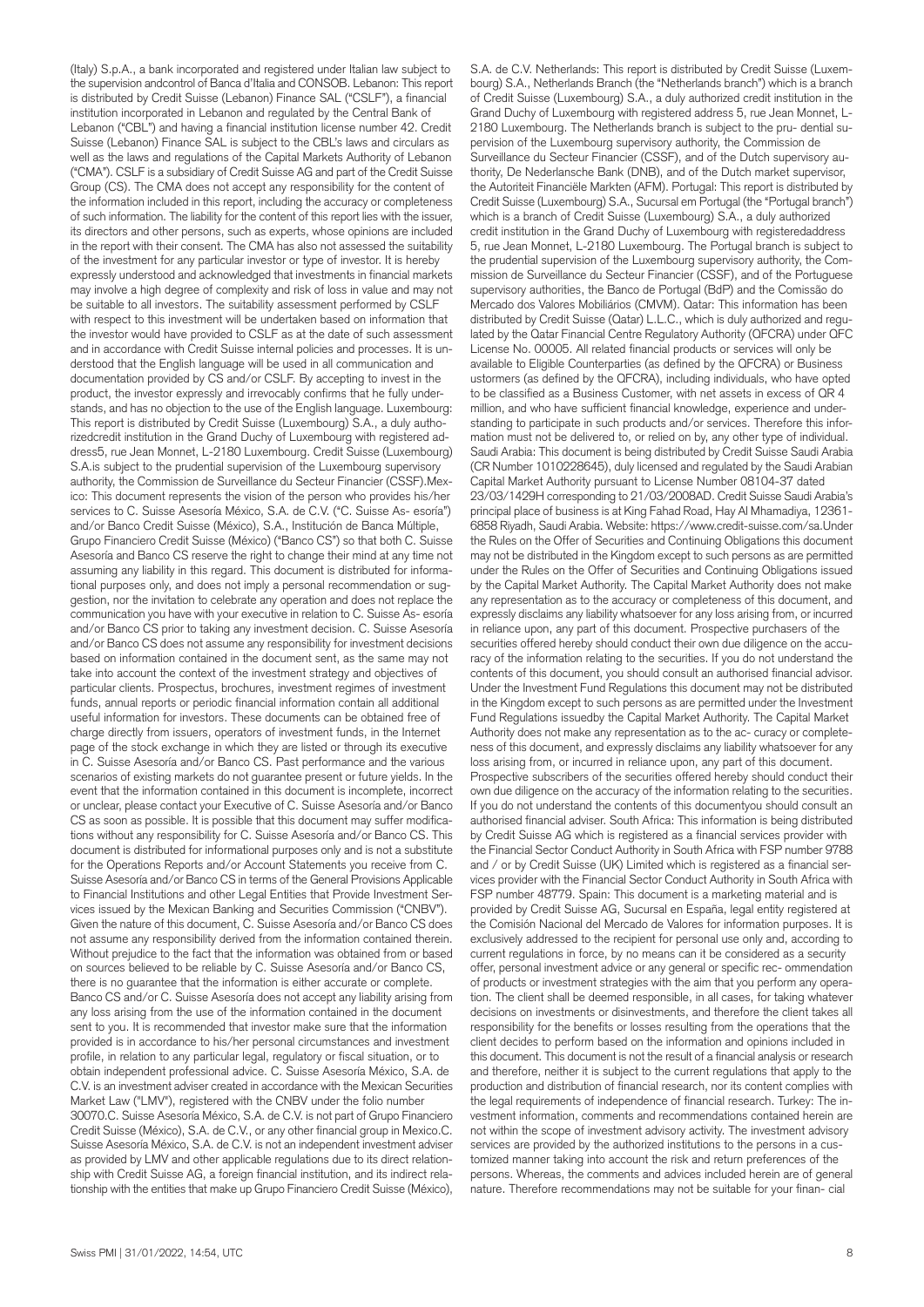(Italy) S.p.A., a bank incorporated and registered under Italian law subject to the supervision andcontrol of Banca d'Italia and CONSOB. Lebanon: This report is distributed by Credit Suisse (Lebanon) Finance SAL ("CSLF"), a financial institution incorporated in Lebanon and regulated by the Central Bank of Lebanon ("CBL") and having a financial institution license number 42. Credit Suisse (Lebanon) Finance SAL is subject to the CBL's laws and circulars as well as the laws and regulations of the Capital Markets Authority of Lebanon ("CMA"). CSLF is a subsidiary of Credit Suisse AG and part of the Credit Suisse Group (CS). The CMA does not accept any responsibility for the content of the information included in this report, including the accuracy or completeness of such information. The liability for the content of this report lies with the issuer, its directors and other persons, such as experts, whose opinions are included in the report with their consent. The CMA has also not assessed the suitability of the investment for any particular investor or type of investor. It is hereby expressly understood and acknowledged that investments in financial markets may involve a high degree of complexity and risk of loss in value and may not be suitable to all investors. The suitability assessment performed by CSLF with respect to this investment will be undertaken based on information that the investor would have provided to CSLF as at the date of such assessment and in accordance with Credit Suisse internal policies and processes. It is understood that the English language will be used in all communication and documentation provided by CS and/or CSLF. By accepting to invest in the product, the investor expressly and irrevocably confirms that he fully understands, and has no objection to the use of the English language. Luxembourg: This report is distributed by Credit Suisse (Luxembourg) S.A., a duly authorizedcredit institution in the Grand Duchy of Luxembourg with registered address5, rue Jean Monnet, L-2180 Luxembourg. Credit Suisse (Luxembourg) S.A.is subject to the prudential supervision of the Luxembourg supervisory authority, the Commission de Surveillance du Secteur Financier (CSSF).Mexico: This document represents the vision of the person who provides his/her services to C. Suisse Asesoría México, S.A. de C.V. ("C. Suisse As- esoría") and/or Banco Credit Suisse (México), S.A., Institución de Banca Múltiple, Grupo Financiero Credit Suisse (México) ("Banco CS") so that both C. Suisse Asesoría and Banco CS reserve the right to change their mind at any time not assuming any liability in this regard. This document is distributed for informational purposes only, and does not imply a personal recommendation or suggestion, nor the invitation to celebrate any operation and does not replace the communication you have with your executive in relation to C. Suisse As- esoría and/or Banco CS prior to taking any investment decision. C. Suisse Asesoría and/or Banco CS does not assume any responsibility for investment decisions based on information contained in the document sent, as the same may not take into account the context of the investment strategy and objectives of particular clients. Prospectus, brochures, investment regimes of investment funds, annual reports or periodic financial information contain all additional useful information for investors. These documents can be obtained free of charge directly from issuers, operators of investment funds, in the Internet page of the stock exchange in which they are listed or through its executive in C. Suisse Asesoría and/or Banco CS. Past performance and the various scenarios of existing markets do not guarantee present or future yields. In the event that the information contained in this document is incomplete, incorrect or unclear, please contact your Executive of C. Suisse Asesoría and/or Banco CS as soon as possible. It is possible that this document may suffer modifications without any responsibility for C. Suisse Asesoría and/or Banco CS. This document is distributed for informational purposes only and is not a substitute for the Operations Reports and/or Account Statements you receive from C. Suisse Asesoría and/or Banco CS in terms of the General Provisions Applicable to Financial Institutions and other Legal Entities that Provide Investment Services issued by the Mexican Banking and Securities Commission ("CNBV"). Given the nature of this document, C. Suisse Asesoría and/or Banco CS does not assume any responsibility derived from the information contained therein. Without prejudice to the fact that the information was obtained from or based on sources believed to be reliable by C. Suisse Asesoría and/or Banco CS, there is no guarantee that the information is either accurate or complete. Banco CS and/or C. Suisse Asesoría does not accept any liability arising from any loss arising from the use of the information contained in the document sent to you. It is recommended that investor make sure that the information provided is in accordance to his/her personal circumstances and investment profile, in relation to any particular legal, regulatory or fiscal situation, or to obtain independent professional advice. C. Suisse Asesoría México, S.A. de C.V. is an investment adviser created in accordance with the Mexican Securities Market Law ("LMV"), registered with the CNBV under the folio number 30070.C. Suisse Asesoría México, S.A. de C.V. is not part of Grupo Financiero Credit Suisse (México), S.A. de C.V., or any other financial group in Mexico.C. Suisse Asesoría México, S.A. de C.V. is not an independent investment adviser as provided by LMV and other applicable regulations due to its direct relationship with Credit Suisse AG, a foreign financial institution, and its indirect relationship with the entities that make up Grupo Financiero Credit Suisse (México), S.A. de C.V. Netherlands: This report is distributed by Credit Suisse (Luxembourg) S.A., Netherlands Branch (the "Netherlands branch") which is a branch of Credit Suisse (Luxembourg) S.A., a duly authorized credit institution in the Grand Duchy of Luxembourg with registered address 5, rue Jean Monnet, L-2180 Luxembourg. The Netherlands branch is subject to the pru- dential supervision of the Luxembourg supervisory authority, the Commission de Surveillance du Secteur Financier (CSSF), and of the Dutch supervisory authority, De Nederlansche Bank (DNB), and of the Dutch market supervisor, the Autoriteit Financiële Markten (AFM). Portugal: This report is distributed by Credit Suisse (Luxembourg) S.A., Sucursal em Portugal (the "Portugal branch") which is a branch of Credit Suisse (Luxembourg) S.A., a duly authorized credit institution in the Grand Duchy of Luxembourg with registeredaddress 5, rue Jean Monnet, L-2180 Luxembourg. The Portugal branch is subject to the prudential supervision of the Luxembourg supervisory authority, the Commission de Surveillance du Secteur Financier (CSSF), and of the Portuguese supervisory authorities, the Banco de Portugal (BdP) and the Comissão do Mercado dos Valores Mobiliários (CMVM). Qatar: This information has been distributed by Credit Suisse (Qatar) L.L.C., which is duly authorized and regulated by the Qatar Financial Centre Regulatory Authority (QFCRA) under QFC License No. 00005. All related financial products or services will only be available to Eligible Counterparties (as defined by the QFCRA) or Business ustormers (as defined by the QFCRA), including individuals, who have opted to be classified as a Business Customer, with net assets in excess of QR 4 million, and who have sufficient financial knowledge, experience and understanding to participate in such products and/or services. Therefore this information must not be delivered to, or relied on by, any other type of individual. Saudi Arabia: This document is being distributed by Credit Suisse Saudi Arabia (CR Number 1010228645), duly licensed and regulated by the Saudi Arabian Capital Market Authority pursuant to License Number 08104-37 dated 23/03/1429H corresponding to 21/03/2008AD. Credit Suisse Saudi Arabia's principal place of business is at King Fahad Road, Hay Al Mhamadiya, 12361-6858 Riyadh, Saudi Arabia. Website: https://www.credit-suisse.com/sa.Under the Rules on the Offer of Securities and Continuing Obligations this document may not be distributed in the Kingdom except to such persons as are permitted under the Rules on the Offer of Securities and Continuing Obligations issued by the Capital Market Authority. The Capital Market Authority does not make any representation as to the accuracy or completeness of this document, and expressly disclaims any liability whatsoever for any loss arising from, or incurred in reliance upon, any part of this document. Prospective purchasers of the securities offered hereby should conduct their own due diligence on the accuracy of the information relating to the securities. If you do not understand the contents of this document, you should consult an authorised financial advisor. Under the Investment Fund Regulations this document may not be distributed in the Kingdom except to such persons as are permitted under the Investment Fund Regulations issuedby the Capital Market Authority. The Capital Market Authority does not make any representation as to the ac- curacy or completeness of this document, and expressly disclaims any liability whatsoever for any loss arising from, or incurred in reliance upon, any part of this document. Prospective subscribers of the securities offered hereby should conduct their own due diligence on the accuracy of the information relating to the securities. If you do not understand the contents of this documentyou should consult an authorised financial adviser. South Africa: This information is being distributed by Credit Suisse AG which is registered as a financial services provider with the Financial Sector Conduct Authority in South Africa with FSP number 9788 and / or by Credit Suisse (UK) Limited which is registered as a financial services provider with the Financial Sector Conduct Authority in South Africa with FSP number 48779. Spain: This document is a marketing material and is provided by Credit Suisse AG, Sucursal en España, legal entity registered at the Comisión Nacional del Mercado de Valores for information purposes. It is exclusively addressed to the recipient for personal use only and, according to current regulations in force, by no means can it be considered as a security offer, personal investment advice or any general or specific rec- ommendation of products or investment strategies with the aim that you perform any operation. The client shall be deemed responsible, in all cases, for taking whatever decisions on investments or disinvestments, and therefore the client takes all responsibility for the benefits or losses resulting from the operations that the client decides to perform based on the information and opinions included in this document. This document is not the result of a financial analysis or research and therefore, neither it is subject to the current regulations that apply to the production and distribution of financial research, nor its content complies with the legal requirements of independence of financial research. Turkey: The investment information, comments and recommendations contained herein are not within the scope of investment advisory activity. The investment advisory services are provided by the authorized institutions to the persons in a customized manner taking into account the risk and return preferences of the persons. Whereas, the comments and advices included herein are of general nature. Therefore recommendations may not be suitable for your finan- cial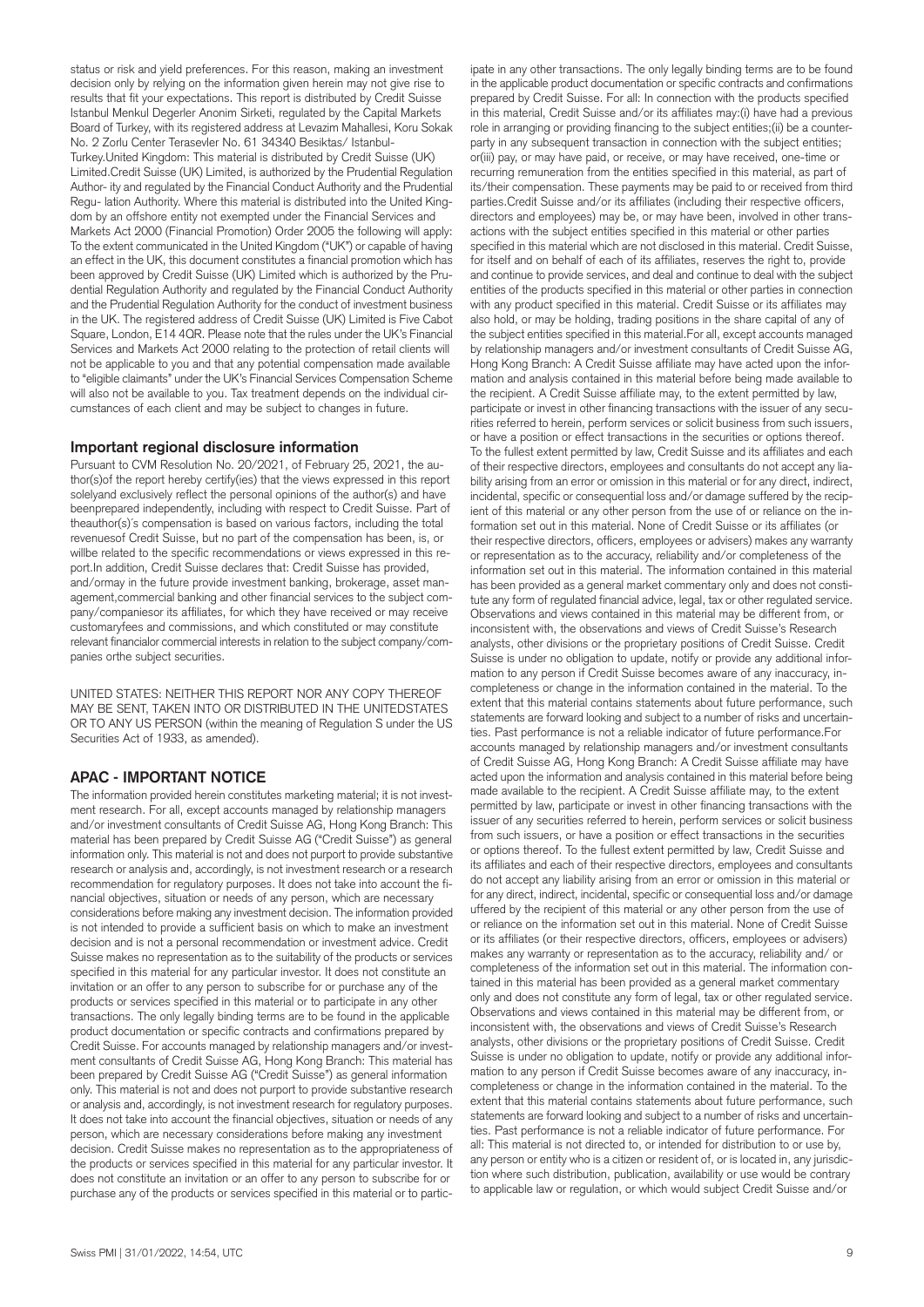status or risk and yield preferences. For this reason, making an investment decision only by relying on the information given herein may not give rise to results that fit your expectations. This report is distributed by Credit Suisse Istanbul Menkul Degerler Anonim Sirketi, regulated by the Capital Markets Board of Turkey, with its registered address at Levazim Mahallesi, Koru Sokak No. 2 Zorlu Center Terasevler No. 61 34340 Besiktas/ Istanbul-Turkey.United Kingdom: This material is distributed by Credit Suisse (UK) Limited.Credit Suisse (UK) Limited, is authorized by the Prudential Regulation Author- ity and regulated by the Financial Conduct Authority and the Prudential Regu- lation Authority. Where this material is distributed into the United Kingdom by an offshore entity not exempted under the Financial Services and Markets Act 2000 (Financial Promotion) Order 2005 the following will apply: To the extent communicated in the United Kingdom ("UK") or capable of having an effect in the UK, this document constitutes a financial promotion which has been approved by Credit Suisse (UK) Limited which is authorized by the Prudential Regulation Authority and regulated by the Financial Conduct Authority and the Prudential Regulation Authority for the conduct of investment business in the UK. The registered address of Credit Suisse (UK) Limited is Five Cabot Square, London, E14 4QR. Please note that the rules under the UK's Financial Services and Markets Act 2000 relating to the protection of retail clients will not be applicable to you and that any potential compensation made available to "eligible claimants" under the UK's Financial Services Compensation Scheme will also not be available to you. Tax treatment depends on the individual circumstances of each client and may be subject to changes in future.

## Important regional disclosure information

Pursuant to CVM Resolution No. 20/2021, of February 25, 2021, the author(s)of the report hereby certify(ies) that the views expressed in this report solelyand exclusively reflect the personal opinions of the author(s) and have beenprepared independently, including with respect to Credit Suisse. Part of theauthor(s)´s compensation is based on various factors, including the total revenuesof Credit Suisse, but no part of the compensation has been, is, or willbe related to the specific recommendations or views expressed in this report.In addition, Credit Suisse declares that: Credit Suisse has provided, and/ormay in the future provide investment banking, brokerage, asset management,commercial banking and other financial services to the subject company/companiesor its affiliates, for which they have received or may receive customaryfees and commissions, and which constituted or may constitute relevant financialor commercial interests in relation to the subject company/companies orthe subject securities.

UNITED STATES: NEITHER THIS REPORT NOR ANY COPY THEREOF MAY BE SENT, TAKEN INTO OR DISTRIBUTED IN THE UNITEDSTATES OR TO ANY US PERSON (within the meaning of Regulation S under the US Securities Act of 1933, as amended).

## APAC - IMPORTANT NOTICE

The information provided herein constitutes marketing material; it is not investment research. For all, except accounts managed by relationship managers and/or investment consultants of Credit Suisse AG, Hong Kong Branch: This material has been prepared by Credit Suisse AG ("Credit Suisse") as general information only. This material is not and does not purport to provide substantive research or analysis and, accordingly, is not investment research or a research recommendation for regulatory purposes. It does not take into account the financial objectives, situation or needs of any person, which are necessary considerations before making any investment decision. The information provided is not intended to provide a sufficient basis on which to make an investment decision and is not a personal recommendation or investment advice. Credit Suisse makes no representation as to the suitability of the products or services specified in this material for any particular investor. It does not constitute an invitation or an offer to any person to subscribe for or purchase any of the products or services specified in this material or to participate in any other transactions. The only legally binding terms are to be found in the applicable product documentation or specific contracts and confirmations prepared by Credit Suisse. For accounts managed by relationship managers and/or investment consultants of Credit Suisse AG, Hong Kong Branch: This material has been prepared by Credit Suisse AG ("Credit Suisse") as general information only. This material is not and does not purport to provide substantive research or analysis and, accordingly, is not investment research for regulatory purposes. It does not take into account the financial objectives, situation or needs of any person, which are necessary considerations before making any investment decision. Credit Suisse makes no representation as to the appropriateness of the products or services specified in this material for any particular investor. It does not constitute an invitation or an offer to any person to subscribe for or purchase any of the products or services specified in this material or to participate in any other transactions. The only legally binding terms are to be found in the applicable product documentation or specific contracts and confirmations prepared by Credit Suisse. For all: In connection with the products specified in this material, Credit Suisse and/or its affiliates may:(i) have had a previous role in arranging or providing financing to the subject entities;(ii) be a counterparty in any subsequent transaction in connection with the subject entities; or(iii) pay, or may have paid, or receive, or may have received, one-time or recurring remuneration from the entities specified in this material, as part of its/their compensation. These payments may be paid to or received from third parties.Credit Suisse and/or its affiliates (including their respective officers, directors and employees) may be, or may have been, involved in other transactions with the subject entities specified in this material or other parties specified in this material which are not disclosed in this material. Credit Suisse, for itself and on behalf of each of its affiliates, reserves the right to, provide and continue to provide services, and deal and continue to deal with the subject entities of the products specified in this material or other parties in connection with any product specified in this material. Credit Suisse or its affiliates may also hold, or may be holding, trading positions in the share capital of any of the subject entities specified in this material.For all, except accounts managed by relationship managers and/or investment consultants of Credit Suisse AG, Hong Kong Branch: A Credit Suisse affiliate may have acted upon the information and analysis contained in this material before being made available to the recipient. A Credit Suisse affiliate may, to the extent permitted by law, participate or invest in other financing transactions with the issuer of any securities referred to herein, perform services or solicit business from such issuers, or have a position or effect transactions in the securities or options thereof. To the fullest extent permitted by law, Credit Suisse and its affiliates and each of their respective directors, employees and consultants do not accept any liability arising from an error or omission in this material or for any direct, indirect, incidental, specific or consequential loss and/or damage suffered by the recipient of this material or any other person from the use of or reliance on the information set out in this material. None of Credit Suisse or its affiliates (or their respective directors, officers, employees or advisers) makes any warranty or representation as to the accuracy, reliability and/or completeness of the information set out in this material. The information contained in this material has been provided as a general market commentary only and does not constitute any form of regulated financial advice, legal, tax or other regulated service. Observations and views contained in this material may be different from, or inconsistent with, the observations and views of Credit Suisse's Research analysts, other divisions or the proprietary positions of Credit Suisse. Credit Suisse is under no obligation to update, notify or provide any additional information to any person if Credit Suisse becomes aware of any inaccuracy, incompleteness or change in the information contained in the material. To the extent that this material contains statements about future performance, such statements are forward looking and subject to a number of risks and uncertainties. Past performance is not a reliable indicator of future performance.For accounts managed by relationship managers and/or investment consultants of Credit Suisse AG, Hong Kong Branch: A Credit Suisse affiliate may have acted upon the information and analysis contained in this material before being made available to the recipient. A Credit Suisse affiliate may, to the extent permitted by law, participate or invest in other financing transactions with the issuer of any securities referred to herein, perform services or solicit business from such issuers, or have a position or effect transactions in the securities or options thereof. To the fullest extent permitted by law, Credit Suisse and its affiliates and each of their respective directors, employees and consultants do not accept any liability arising from an error or omission in this material or for any direct, indirect, incidental, specific or consequential loss and/or damage suffered by the recipient of this material or any other person from the use of or reliance on the information set out in this material. None of Credit Suisse or its affiliates (or their respective directors, officers, employees or advisers) makes any warranty or representation as to the accuracy, reliability and/ or completeness of the information set out in this material. The information contained in this material has been provided as a general market commentary only and does not constitute any form of legal, tax or other regulated service. Observations and views contained in this material may be different from, or inconsistent with, the observations and views of Credit Suisse's Research analysts, other divisions or the proprietary positions of Credit Suisse. Credit Suisse is under no obligation to update, notify or provide any additional information to any person if Credit Suisse becomes aware of any inaccuracy, incompleteness or change in the information contained in the material. To the extent that this material contains statements about future performance, such statements are forward looking and subject to a number of risks and uncertainties. Past performance is not a reliable indicator of future performance. For all: This material is not directed to, or intended for distribution to or use by, any person or entity who is a citizen or resident of, or is located in, any jurisdiction where such distribution, publication, availability or use would be contrary to applicable law or regulation, or which would subject Credit Suisse and/or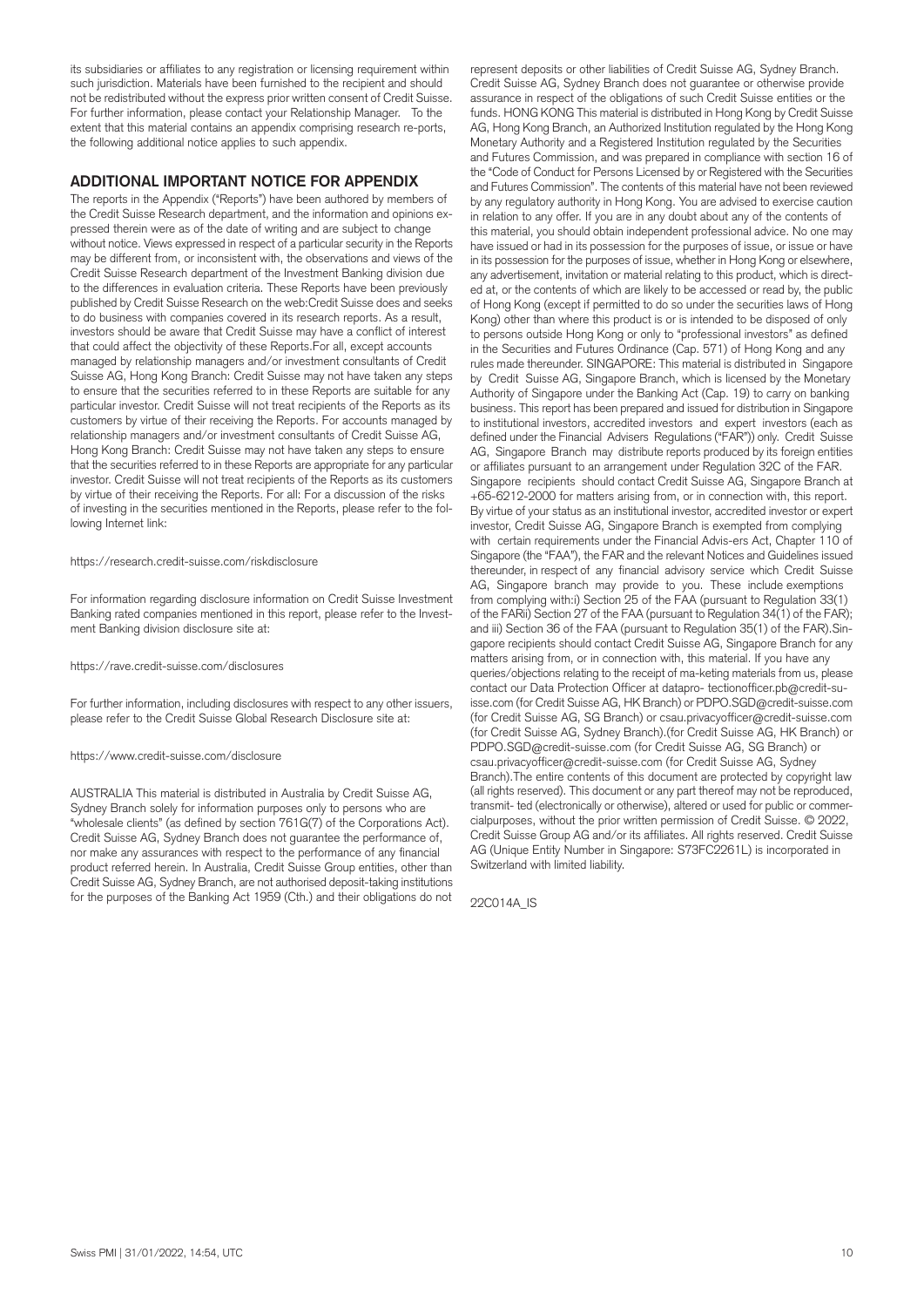its subsidiaries or affiliates to any registration or licensing requirement within such jurisdiction. Materials have been furnished to the recipient and should not be redistributed without the express prior written consent of Credit Suisse. For further information, please contact your Relationship Manager.   To the extent that this material contains an appendix comprising research re-ports, the following additional notice applies to such appendix.

## ADDITIONAL IMPORTANT NOTICE FOR APPENDIX

The reports in the Appendix ("Reports") have been authored by members of the Credit Suisse Research department, and the information and opinions expressed therein were as of the date of writing and are subject to change without notice. Views expressed in respect of a particular security in the Reports may be different from, or inconsistent with, the observations and views of the Credit Suisse Research department of the Investment Banking division due to the differences in evaluation criteria. These Reports have been previously published by Credit Suisse Research on the web:Credit Suisse does and seeks to do business with companies covered in its research reports. As a result, investors should be aware that Credit Suisse may have a conflict of interest that could affect the objectivity of these Reports.For all, except accounts managed by relationship managers and/or investment consultants of Credit Suisse AG, Hong Kong Branch: Credit Suisse may not have taken any steps to ensure that the securities referred to in these Reports are suitable for any particular investor. Credit Suisse will not treat recipients of the Reports as its customers by virtue of their receiving the Reports. For accounts managed by relationship managers and/or investment consultants of Credit Suisse AG, Hong Kong Branch: Credit Suisse may not have taken any steps to ensure that the securities referred to in these Reports are appropriate for any particular investor. Credit Suisse will not treat recipients of the Reports as its customers by virtue of their receiving the Reports. For all: For a discussion of the risks of investing in the securities mentioned in the Reports, please refer to the following Internet link:

https://research.credit-suisse.com/riskdisclosure

For information regarding disclosure information on Credit Suisse Investment Banking rated companies mentioned in this report, please refer to the Investment Banking division disclosure site at:

https://rave.credit-suisse.com/disclosures

For further information, including disclosures with respect to any other issuers, please refer to the Credit Suisse Global Research Disclosure site at:

https://www.credit-suisse.com/disclosure

AUSTRALIA This material is distributed in Australia by Credit Suisse AG, Sydney Branch solely for information purposes only to persons who are "wholesale clients" (as defined by section 761G(7) of the Corporations Act). Credit Suisse AG, Sydney Branch does not guarantee the performance of, nor make any assurances with respect to the performance of any financial product referred herein. In Australia, Credit Suisse Group entities, other than Credit Suisse AG, Sydney Branch, are not authorised deposit-taking institutions for the purposes of the Banking Act 1959 (Cth.) and their obligations do not represent deposits or other liabilities of Credit Suisse AG, Sydney Branch. Credit Suisse AG, Sydney Branch does not guarantee or otherwise provide assurance in respect of the obligations of such Credit Suisse entities or the funds. HONG KONG This material is distributed in Hong Kong by Credit Suisse AG, Hong Kong Branch, an Authorized Institution regulated by the Hong Kong Monetary Authority and a Registered Institution regulated by the Securities and Futures Commission, and was prepared in compliance with section 16 of the "Code of Conduct for Persons Licensed by or Registered with the Securities and Futures Commission". The contents of this material have not been reviewed by any regulatory authority in Hong Kong. You are advised to exercise caution in relation to any offer. If you are in any doubt about any of the contents of this material, you should obtain independent professional advice. No one may have issued or had in its possession for the purposes of issue, or issue or have in its possession for the purposes of issue, whether in Hong Kong or elsewhere, any advertisement, invitation or material relating to this product, which is directed at, or the contents of which are likely to be accessed or read by, the public of Hong Kong (except if permitted to do so under the securities laws of Hong Kong) other than where this product is or is intended to be disposed of only to persons outside Hong Kong or only to "professional investors" as defined in the Securities and Futures Ordinance (Cap. 571) of Hong Kong and any rules made thereunder. SINGAPORE: This material is distributed in Singapore by Credit Suisse AG, Singapore Branch, which is licensed by the Monetary Authority of Singapore under the Banking Act (Cap. 19) to carry on banking business. This report has been prepared and issued for distribution in Singapore to institutional investors, accredited investors and expert investors (each as defined under the Financial Advisers Regulations ("FAR")) only. Credit Suisse AG, Singapore Branch may distribute reports produced by its foreign entities or affiliates pursuant to an arrangement under Regulation 32C of the FAR. Singapore recipients should contact Credit Suisse AG, Singapore Branch at +65-6212-2000 for matters arising from, or in connection with, this report. By virtue of your status as an institutional investor, accredited investor or expert investor, Credit Suisse AG, Singapore Branch is exempted from complying with certain requirements under the Financial Advis-ers Act, Chapter 110 of Singapore (the "FAA"), the FAR and the relevant Notices and Guidelines issued thereunder, in respect of any financial advisory service which Credit Suisse AG, Singapore branch may provide to you. These include exemptions from complying with:i) Section 25 of the FAA (pursuant to Regulation 33(1) of the FARii) Section 27 of the FAA (pursuant to Regulation 34(1) of the FAR); and iii) Section 36 of the FAA (pursuant to Regulation 35(1) of the FAR).Singapore recipients should contact Credit Suisse AG, Singapore Branch for any matters arising from, or in connection with, this material. If you have any queries/objections relating to the receipt of ma-keting materials from us, please contact our Data Protection Officer at datapro- tectionofficer.pb@credit-suisse.com (for Credit Suisse AG, HK Branch) or PDPO.SGD@credit-suisse.com (for Credit Suisse AG, SG Branch) or csau.privacyofficer@credit-suisse.com (for Credit Suisse AG, Sydney Branch).(for Credit Suisse AG, HK Branch) or PDPO.SGD@credit-suisse.com (for Credit Suisse AG, SG Branch) or csau.privacyofficer@credit-suisse.com (for Credit Suisse AG, Sydney Branch).The entire contents of this document are protected by copyright law (all rights reserved). This document or any part thereof may not be reproduced, transmit- ted (electronically or otherwise), altered or used for public or commercialpurposes, without the prior written permission of Credit Suisse. © 2022, Credit Suisse Group AG and/or its affiliates. All rights reserved. Credit Suisse AG (Unique Entity Number in Singapore: S73FC2261L) is incorporated in Switzerland with limited liability.

22C014A_IS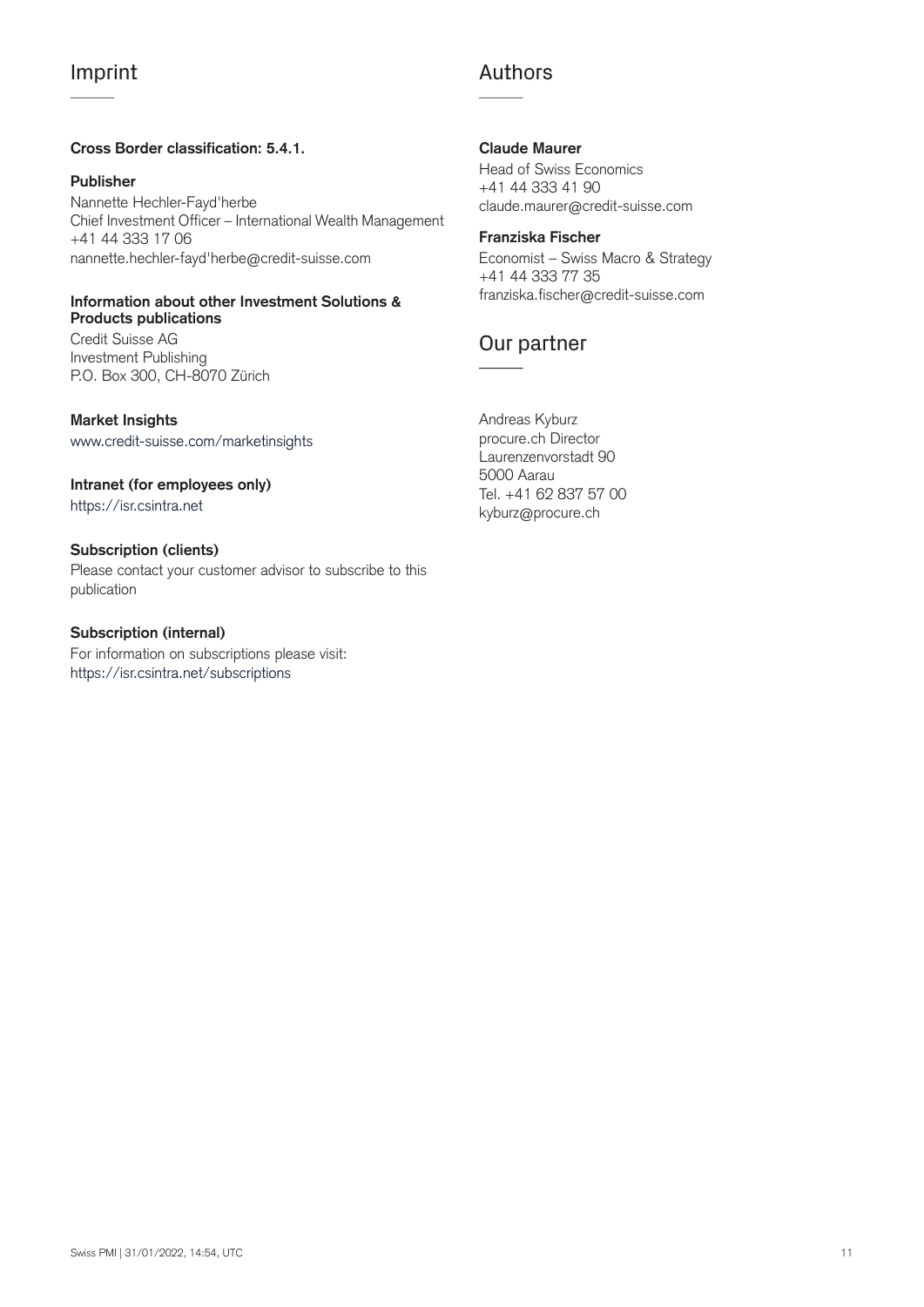## Imprint

**Cross Border classification: 5.4.1.**

**Publisher**
Nannette Hechler-Fayd'herbe
Chief Investment Officer – International Wealth Management
+41 44 333 17 06
nannette.hechler-fayd'herbe@credit-suisse.com

**Information about other Investment Solutions & Products publications**
Credit Suisse AG
Investment Publishing
P.O. Box 300, CH-8070 Zürich

**Market Insights**
www.credit-suisse.com/marketinsights

**Intranet (for employees only)**
https://isr.csintra.net

**Subscription (clients)**
Please contact your customer advisor to subscribe to this publication

**Subscription (internal)**
For information on subscriptions please visit:
https://isr.csintra.net/subscriptions

## Authors

**Claude Maurer**
Head of Swiss Economics
+41 44 333 41 90
claude.maurer@credit-suisse.com

**Franziska Fischer**
Economist – Swiss Macro & Strategy
+41 44 333 77 35
franziska.fischer@credit-suisse.com

## Our partner

Andreas Kyburz
procure.ch Director
Laurenzenvorstadt 90
5000 Aarau
Tel. +41 62 837 57 00
kyburz@procure.ch